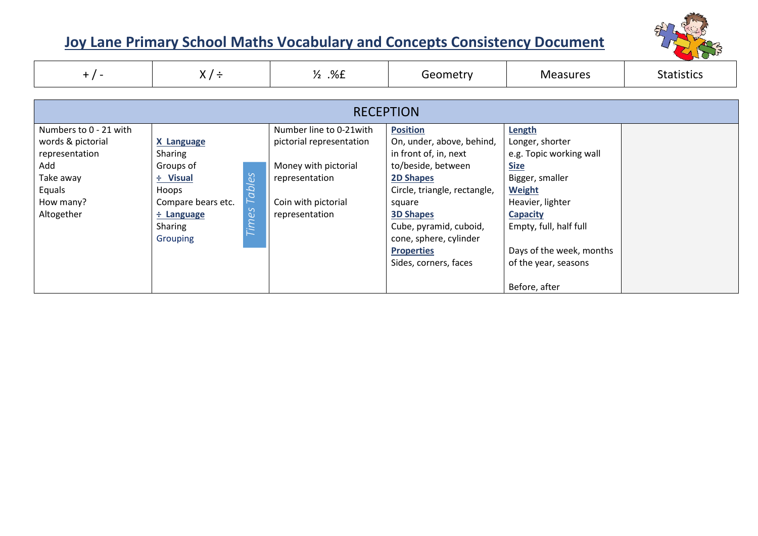# Joy Lane Primary School Maths Vocabulary and Concepts Consistency Document

| + / - | X / ÷ | ½ .%£ | Geometry | Measures | Statistics |
|---|---|---|---|---|---|
| **RECEPTION** | | | | | |
| Numbers to 0 - 21 with words & pictorial representation<br>Add<br>Take away<br>Equals<br>How many?<br>Altogether | **X Language**<br>Sharing<br>Groups of<br>**÷ Visual**<br>Hoops<br>Compare bears etc.<br>**÷ Language**<br>Sharing<br>Grouping<br>*Times Tables* | Number line to 0-21with pictorial representation<br><br>Money with pictorial representation<br><br>Coin with pictorial representation | **Position**<br>On, under, above, behind, in front of, in, next to/beside, between<br>**2D Shapes**<br>Circle, triangle, rectangle, square<br>**3D Shapes**<br>Cube, pyramid, cuboid, cone, sphere, cylinder<br>**Properties**<br>Sides, corners, faces | **Length**<br>Longer, shorter<br>e.g. Topic working wall<br>**Size**<br>Bigger, smaller<br>**Weight**<br>Heavier, lighter<br>**Capacity**<br>Empty, full, half full<br><br>Days of the week, months of the year, seasons<br><br>Before, after | |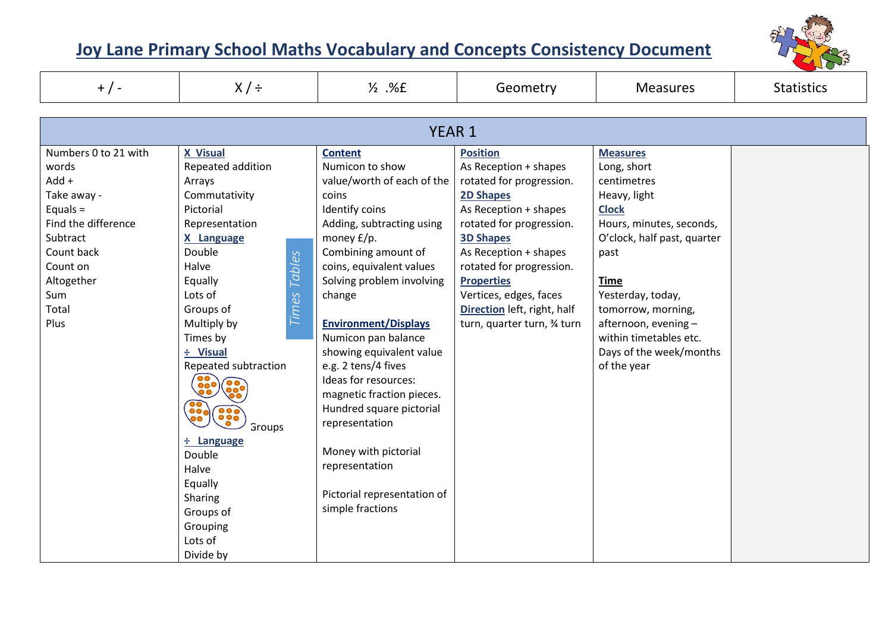# Joy Lane Primary School Maths Vocabulary and Concepts Consistency Document

| + / - | X / ÷ | ½ .%£ | Geometry | Measures | Statistics |
|---|---|---|---|---|---|

| YEAR 1 | | | | | |
|---|---|---|---|---|---|
| Numbers 0 to 21 with words<br>Add +<br>Take away -<br>Equals =<br>Find the difference<br>Subtract<br>Count back<br>Count on<br>Altogether<br>Sum<br>Total<br>Plus | **X Visual**<br>Repeated addition<br>Arrays<br>Commutativity<br>Pictorial<br>Representation<br>**X Language**<br>Double<br>Halve<br>Equally<br>Lots of<br>Groups of<br>Multiply by<br>Times by<br>*Times Tables*<br>**÷ Visual**<br>Repeated subtraction<br>Groups<br>**÷ Language**<br>Double<br>Halve<br>Equally<br>Sharing<br>Groups of<br>Grouping<br>Lots of<br>Divide by | **Content**<br>Numicon to show value/worth of each of the coins<br>Identify coins<br>Adding, subtracting using money £/p.<br>Combining amount of coins, equivalent values<br>Solving problem involving change<br><br>**Environment/Displays**<br>Numicon pan balance showing equivalent value e.g. 2 tens/4 fives<br>Ideas for resources: magnetic fraction pieces.<br>Hundred square pictorial representation<br><br>Money with pictorial representation<br><br>Pictorial representation of simple fractions | **Position**<br>As Reception + shapes rotated for progression.<br>**2D Shapes**<br>As Reception + shapes rotated for progression.<br>**3D Shapes**<br>As Reception + shapes rotated for progression.<br>**Properties**<br>Vertices, edges, faces<br>**Direction** left, right, half turn, quarter turn, ¾ turn | **Measures**<br>Long, short<br>centimetres<br>Heavy, light<br>**Clock**<br>Hours, minutes, seconds, O'clock, half past, quarter past<br><br>**Time**<br>Yesterday, today, tomorrow, morning, afternoon, evening – within timetables etc.<br>Days of the week/months of the year | |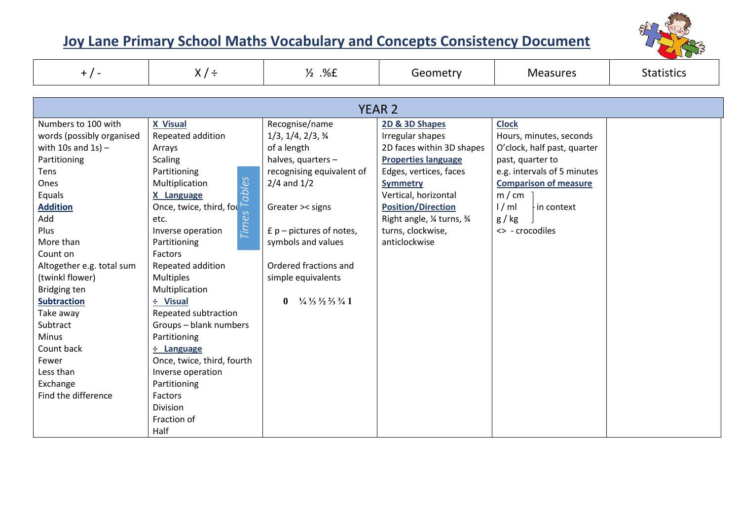# Joy Lane Primary School Maths Vocabulary and Concepts Consistency Document

| + / - | X / ÷ | ½ .%£ | Geometry | Measures | Statistics |
|---|---|---|---|---|---|

| YEAR 2 | | | | | |
|---|---|---|---|---|---|
| Numbers to 100 with words (possibly organised with 10s and 1s) –<br>Partitioning<br>Tens<br>Ones<br>Equals<br>**Addition**<br>Add<br>Plus<br>More than<br>Count on<br>Altogether e.g. total sum (twinkl flower)<br>Bridging ten<br>**Subtraction**<br>Take away<br>Subtract<br>Minus<br>Count back<br>Fewer<br>Less than<br>Exchange<br>Find the difference | **X Visual**<br>Repeated addition<br>Arrays<br>Scaling<br>Partitioning<br>Multiplication<br>**X Language**<br>Once, twice, third, fourth etc.<br>Inverse operation<br>Partitioning<br>Factors<br>Repeated addition<br>Multiples<br>Multiplication<br>**÷ Visual**<br>Repeated subtraction<br>Groups – blank numbers<br>Partitioning<br>**÷ Language**<br>Once, twice, third, fourth<br>Inverse operation<br>Partitioning<br>Factors<br>Division<br>Fraction of<br>Half<br>*Times Tables* | Recognise/name 1/3, 1/4, 2/3, ¾ of a length<br>halves, quarters – recognising equivalent of 2/4 and 1/2<br><br>Greater >< signs<br><br>£ p – pictures of notes, symbols and values<br><br>Ordered fractions and simple equivalents<br><br>**0 ¼ ⅓ ½ ⅔ ¾ 1** | **2D & 3D Shapes**<br>Irregular shapes<br>2D faces within 3D shapes<br>**Properties language**<br>Edges, vertices, faces<br>**Symmetry**<br>Vertical, horizontal<br>**Position/Direction**<br>Right angle, ¼ turns, ¾ turns, clockwise, anticlockwise | **Clock**<br>Hours, minutes, seconds<br>O'clock, half past, quarter past, quarter to<br>e.g. intervals of 5 minutes<br>**Comparison of measure**<br>m / cm, l / ml, g / kg – in context<br><> - crocodiles | |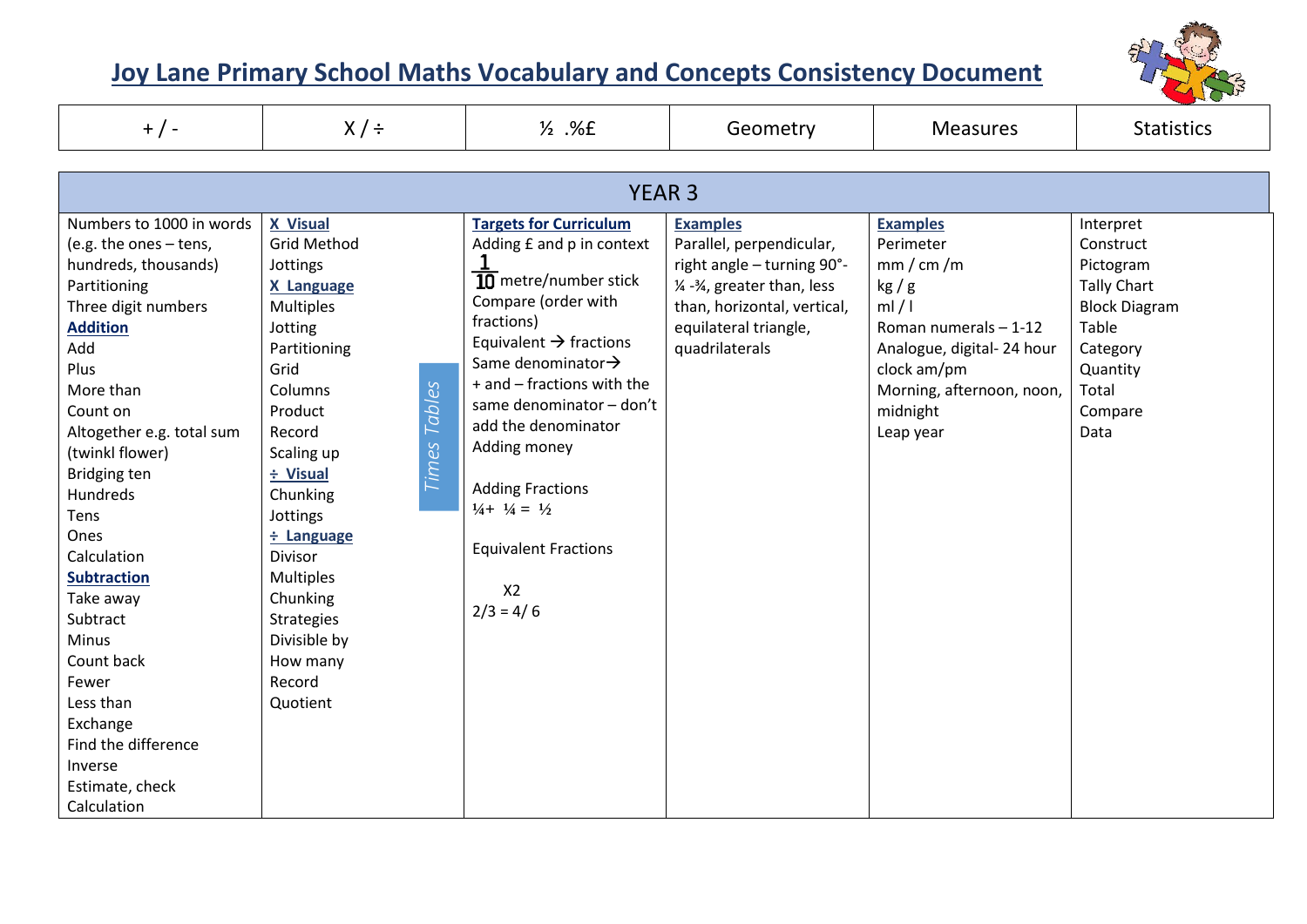# Joy Lane Primary School Maths Vocabulary and Concepts Consistency Document

| + / - | X / ÷ | ½ .%£ | Geometry | Measures | Statistics |
|---|---|---|---|---|---|
| **YEAR 3** | | | | | |
| Numbers to 1000 in words (e.g. the ones – tens, hundreds, thousands)<br>Partitioning<br>Three digit numbers<br>**Addition**<br>Add<br>Plus<br>More than<br>Count on<br>Altogether e.g. total sum (twinkl flower)<br>Bridging ten<br>Hundreds<br>Tens<br>Ones<br>Calculation<br>**Subtraction**<br>Take away<br>Subtract<br>Minus<br>Count back<br>Fewer<br>Less than<br>Exchange<br>Find the difference<br>Inverse<br>Estimate, check<br>Calculation | **X Visual**<br>Grid Method<br>Jottings<br>**X Language**<br>Multiples<br>Jotting<br>Partitioning<br>Grid<br>Columns<br>Product<br>Record<br>Scaling up<br>**÷ Visual**<br>Chunking<br>Jottings<br>**÷ Language**<br>Divisor<br>Multiples<br>Chunking<br>Strategies<br>Divisible by<br>How many<br>Record<br>Quotient<br>*Times Tables* | **Targets for Curriculum**<br>Adding £ and p in context<br>$\frac{1}{10}$ metre/number stick<br>Compare (order with fractions)<br>Equivalent → fractions<br>Same denominator→<br>+ and – fractions with the same denominator – don't add the denominator<br>Adding money<br><br>Adding Fractions<br>¼+ ¼ = ½<br><br>Equivalent Fractions<br><br>X2<br>2/3 = 4/ 6 | **Examples**<br>Parallel, perpendicular, right angle – turning 90°- ¼ -¾, greater than, less than, horizontal, vertical, equilateral triangle, quadrilaterals | **Examples**<br>Perimeter<br>mm / cm /m<br>kg / g<br>ml / l<br>Roman numerals – 1-12<br>Analogue, digital- 24 hour clock am/pm<br>Morning, afternoon, noon, midnight<br>Leap year | Interpret<br>Construct<br>Pictogram<br>Tally Chart<br>Block Diagram<br>Table<br>Category<br>Quantity<br>Total<br>Compare<br>Data |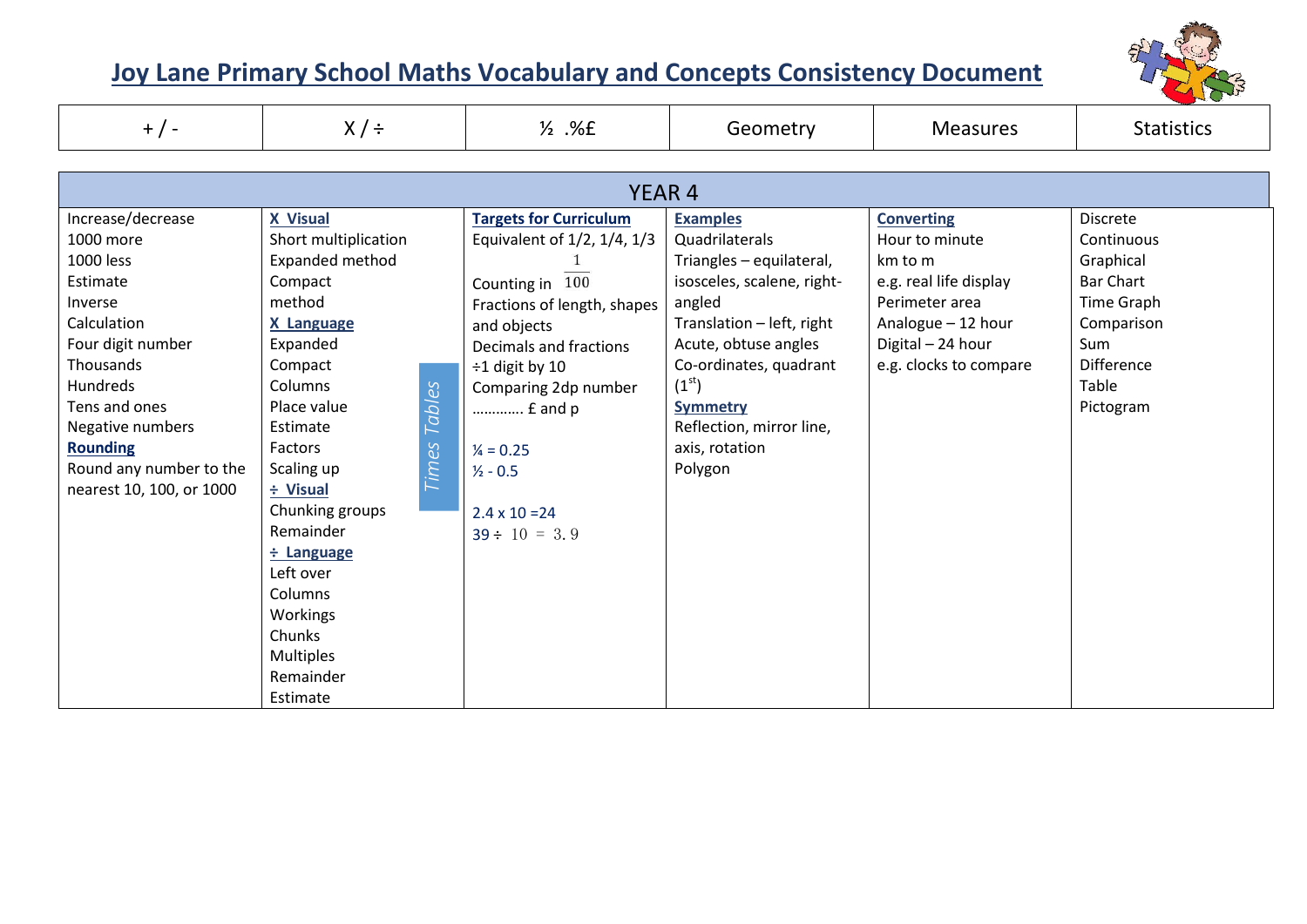# Joy Lane Primary School Maths Vocabulary and Concepts Consistency Document

| + / - | X / ÷ | ½ .%£ | Geometry | Measures | Statistics |
|---|---|---|---|---|---|

| YEAR 4 | | | | | |
|---|---|---|---|---|---|
| Increase/decrease<br>1000 more<br>1000 less<br>Estimate<br>Inverse<br>Calculation<br>Four digit number<br>Thousands<br>Hundreds<br>Tens and ones<br>Negative numbers<br>**Rounding**<br>Round any number to the nearest 10, 100, or 1000 | **X Visual**<br>Short multiplication<br>Expanded method<br>Compact method<br>**X Language**<br>Expanded<br>Compact<br>Columns<br>Place value<br>Estimate<br>Factors<br>Scaling up<br>**÷ Visual**<br>Chunking groups<br>Remainder<br>**÷ Language**<br>Left over<br>Columns<br>Workings<br>Chunks<br>Multiples<br>Remainder<br>Estimate<br>*Times Tables* | **Targets for Curriculum**<br>Equivalent of 1/2, 1/4, 1/3<br>Counting in $\frac{1}{100}$<br>Fractions of length, shapes and objects<br>Decimals and fractions<br>÷1 digit by 10<br>Comparing 2dp number<br>………… £ and p<br><br>¼ = 0.25<br>½ - 0.5<br><br>2.4 x 10 =24<br>39 ÷ 10 = 3.9 | **Examples**<br>Quadrilaterals<br>Triangles – equilateral, isosceles, scalene, right-angled<br>Translation – left, right<br>Acute, obtuse angles<br>Co-ordinates, quadrant ($1^{st}$)<br>**Symmetry**<br>Reflection, mirror line, axis, rotation<br>Polygon | **Converting**<br>Hour to minute<br>km to m<br>e.g. real life display<br>Perimeter area<br>Analogue – 12 hour<br>Digital – 24 hour<br>e.g. clocks to compare | Discrete<br>Continuous<br>Graphical<br>Bar Chart<br>Time Graph<br>Comparison<br>Sum<br>Difference<br>Table<br>Pictogram |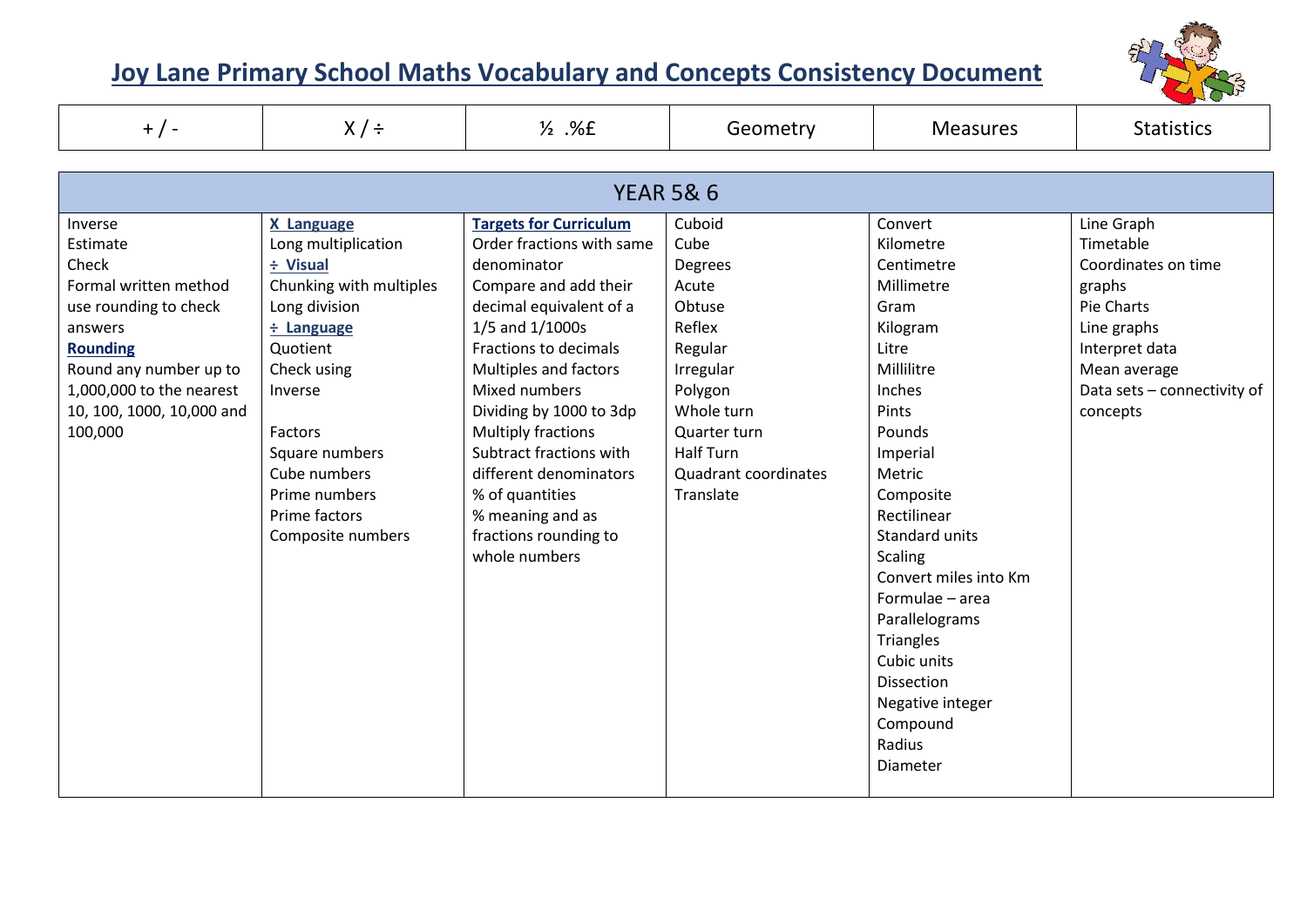# Joy Lane Primary School Maths Vocabulary and Concepts Consistency Document

| + / - | X / ÷ | ½ .%£ | Geometry | Measures | Statistics |
|---|---|---|---|---|---|
| **YEAR 5& 6** | | | | | |
| Inverse<br>Estimate<br>Check<br>Formal written method<br>use rounding to check answers<br>**Rounding**<br>Round any number up to 1,000,000 to the nearest 10, 100, 1000, 10,000 and 100,000 | **X Language**<br>Long multiplication<br>**÷ Visual**<br>Chunking with multiples<br>Long division<br>**÷ Language**<br>Quotient<br>Check using<br>Inverse<br><br>Factors<br>Square numbers<br>Cube numbers<br>Prime numbers<br>Prime factors<br>Composite numbers | **Targets for Curriculum**<br>Order fractions with same denominator<br>Compare and add their decimal equivalent of a 1/5 and 1/1000s<br>Fractions to decimals<br>Multiples and factors<br>Mixed numbers<br>Dividing by 1000 to 3dp<br>Multiply fractions<br>Subtract fractions with different denominators<br>% of quantities<br>% meaning and as fractions rounding to whole numbers | Cuboid<br>Cube<br>Degrees<br>Acute<br>Obtuse<br>Reflex<br>Regular<br>Irregular<br>Polygon<br>Whole turn<br>Quarter turn<br>Half Turn<br>Quadrant coordinates<br>Translate | Convert<br>Kilometre<br>Centimetre<br>Millimetre<br>Gram<br>Kilogram<br>Litre<br>Millilitre<br>Inches<br>Pints<br>Pounds<br>Imperial<br>Metric<br>Composite<br>Rectilinear<br>Standard units<br>Scaling<br>Convert miles into Km<br>Formulae – area<br>Parallelograms<br>Triangles<br>Cubic units<br>Dissection<br>Negative integer<br>Compound<br>Radius<br>Diameter | Line Graph<br>Timetable<br>Coordinates on time graphs<br>Pie Charts<br>Line graphs<br>Interpret data<br>Mean average<br>Data sets – connectivity of concepts |